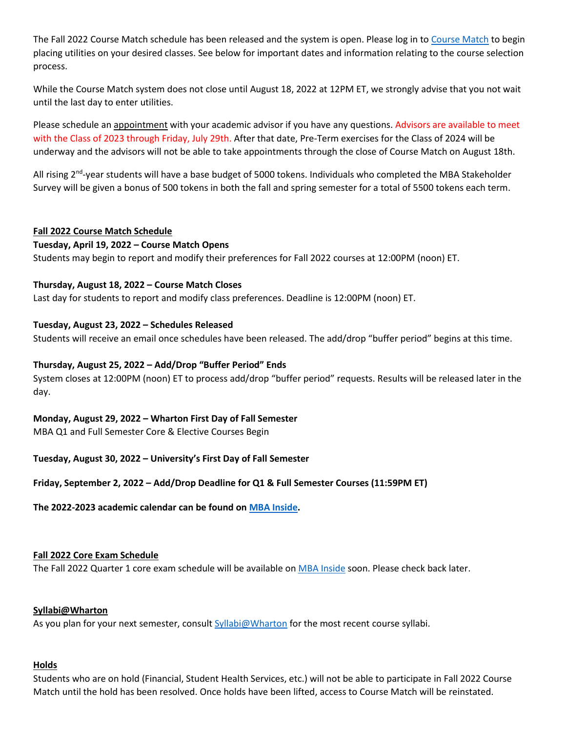The Fall 2022 Course Match schedule has been released and the system is open. Please log in to Course Match to begin placing utilities on your desired classes. See below for important dates and information relating to the course selection process.

While the Course Match system does not close until August 18, 2022 at 12PM ET, we strongly advise that you not wait until the last day to enter utilities.

Please schedule an appointment with your academic advisor if you have any questions. Advisors are available to meet with the Class of 2023 through Friday, July 29th. After that date, Pre-Term exercises for the Class of 2024 will be underway and the advisors will not be able to take appointments through the close of Course Match on August 18th.

All rising 2nd-year students will have a base budget of 5000 tokens. Individuals who completed the MBA Stakeholder Survey will be given a bonus of 500 tokens in both the fall and spring semester for a total of 5500 tokens each term.

## Fall 2022 Course Match Schedule

**Tuesday, April 19, 2022 – Course Match Opens**
Students may begin to report and modify their preferences for Fall 2022 courses at 12:00PM (noon) ET.

**Thursday, August 18, 2022 – Course Match Closes**
Last day for students to report and modify class preferences. Deadline is 12:00PM (noon) ET.

**Tuesday, August 23, 2022 – Schedules Released**
Students will receive an email once schedules have been released. The add/drop "buffer period" begins at this time.

**Thursday, August 25, 2022 – Add/Drop "Buffer Period" Ends**
System closes at 12:00PM (noon) ET to process add/drop "buffer period" requests. Results will be released later in the day.

**Monday, August 29, 2022 – Wharton First Day of Fall Semester**
MBA Q1 and Full Semester Core & Elective Courses Begin

**Tuesday, August 30, 2022 – University's First Day of Fall Semester**

**Friday, September 2, 2022 – Add/Drop Deadline for Q1 & Full Semester Courses (11:59PM ET)**

**The 2022-2023 academic calendar can be found on MBA Inside.**

## Fall 2022 Core Exam Schedule

The Fall 2022 Quarter 1 core exam schedule will be available on MBA Inside soon. Please check back later.

## Syllabi@Wharton

As you plan for your next semester, consult Syllabi@Wharton for the most recent course syllabi.

## Holds

Students who are on hold (Financial, Student Health Services, etc.) will not be able to participate in Fall 2022 Course Match until the hold has been resolved. Once holds have been lifted, access to Course Match will be reinstated.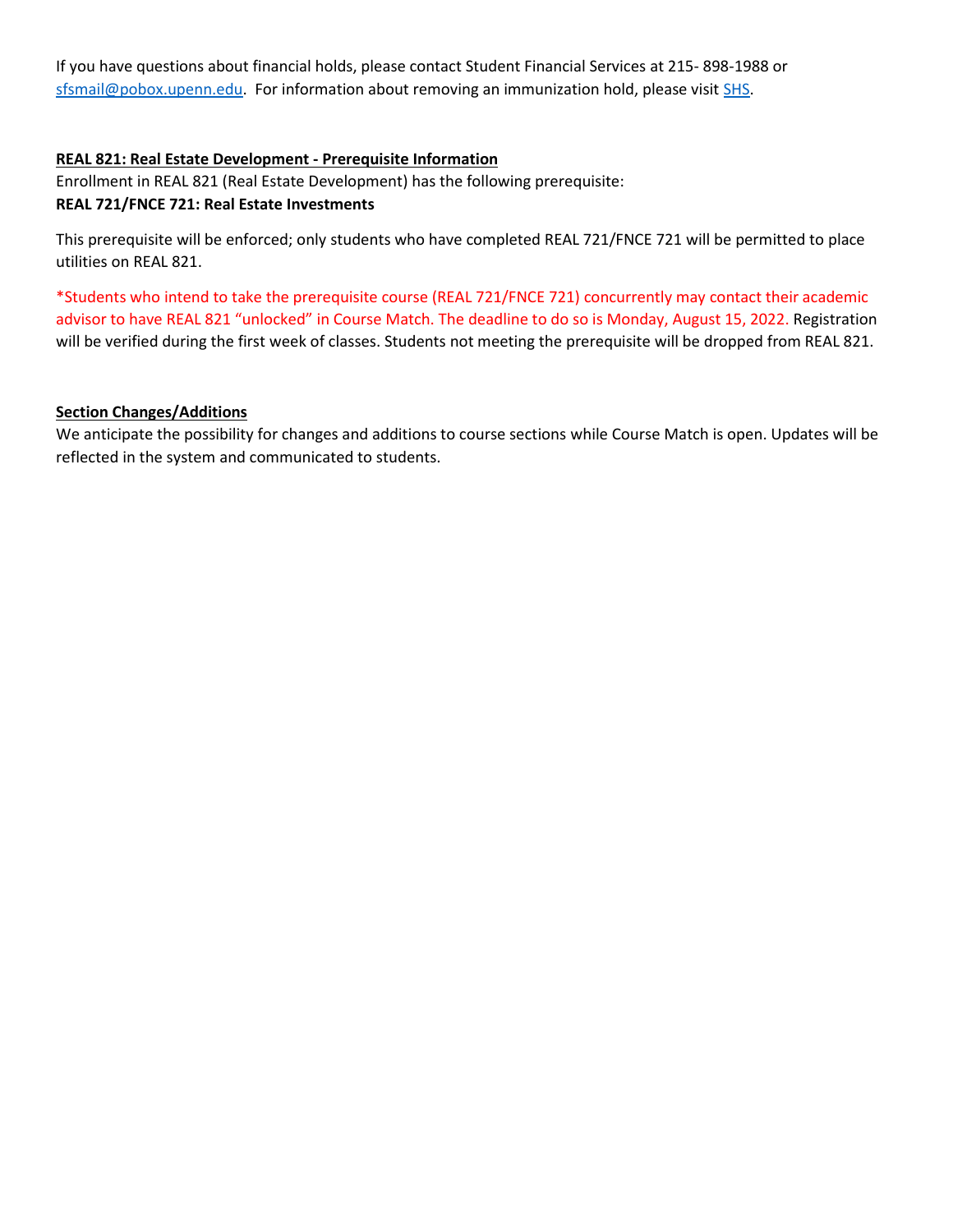If you have questions about financial holds, please contact Student Financial Services at 215- 898-1988 or [sfsmail@pobox.upenn.edu](mailto:sfsmail@pobox.upenn.edu). For information about removing an immunization hold, please visit [SHS](SHS).

**REAL 821: Real Estate Development - Prerequisite Information**

Enrollment in REAL 821 (Real Estate Development) has the following prerequisite:

**REAL 721/FNCE 721: Real Estate Investments**

This prerequisite will be enforced; only students who have completed REAL 721/FNCE 721 will be permitted to place utilities on REAL 821.

*Students who intend to take the prerequisite course (REAL 721/FNCE 721) concurrently may contact their academic advisor to have REAL 821 "unlocked" in Course Match. The deadline to do so is Monday, August 15, 2022. Registration will be verified during the first week of classes. Students not meeting the prerequisite will be dropped from REAL 821.

**Section Changes/Additions**

We anticipate the possibility for changes and additions to course sections while Course Match is open. Updates will be reflected in the system and communicated to students.